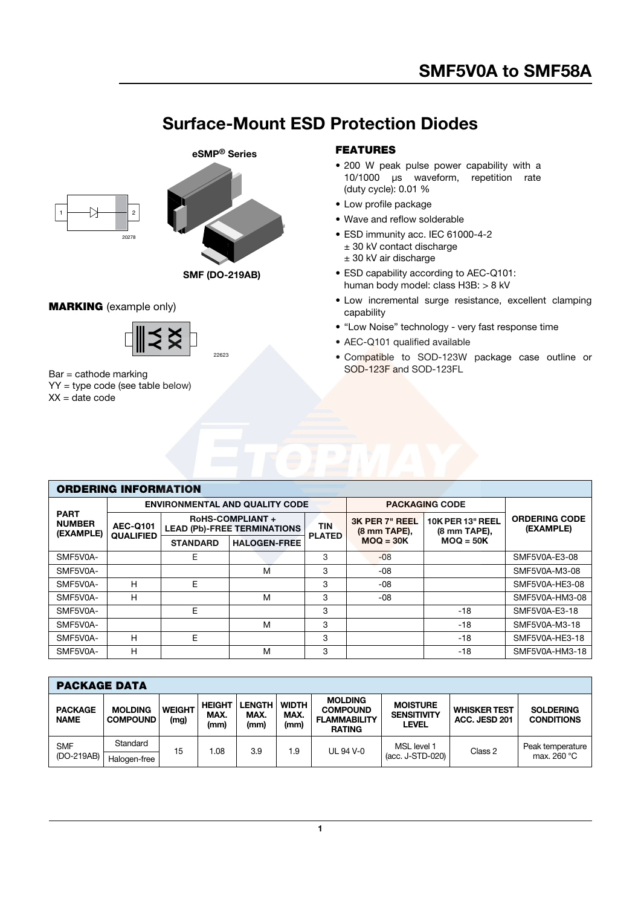# SMF5V0A to SMF58A

## Surface-Mount ESD Protection Diodes

eSMP® Series

SMF (DO-219AB)

### MARKING (example only)

Bar = cathode marking
YY = type code (see table below)
XX = date code

### FEATURES

- 200 W peak pulse power capability with a 10/1000 μs waveform, repetition rate (duty cycle): 0.01 %
- Low profile package
- Wave and reflow solderable
- ESD immunity acc. IEC 61000-4-2
  ± 30 kV contact discharge
  ± 30 kV air discharge
- ESD capability according to AEC-Q101: human body model: class H3B: > 8 kV
- Low incremental surge resistance, excellent clamping capability
- "Low Noise" technology - very fast response time
- AEC-Q101 qualified available
- Compatible to SOD-123W package case outline or SOD-123F and SOD-123FL

### ORDERING INFORMATION

| PART NUMBER (EXAMPLE) | ENVIRONMENTAL AND QUALITY CODE | | | | PACKAGING CODE | | ORDERING CODE (EXAMPLE) |
|---|---|---|---|---|---|---|---|
| | AEC-Q101 QUALIFIED | RoHS-COMPLIANT + LEAD (Pb)-FREE TERMINATIONS | | TIN PLATED | 3K PER 7" REEL (8 mm TAPE), MOQ = 30K | 10K PER 13" REEL (8 mm TAPE), MOQ = 50K | |
| | | STANDARD | HALOGEN-FREE | | | | |
| SMF5V0A- | | E | | 3 | -08 | | SMF5V0A-E3-08 |
| SMF5V0A- | | | M | 3 | -08 | | SMF5V0A-M3-08 |
| SMF5V0A- | H | E | | 3 | -08 | | SMF5V0A-HE3-08 |
| SMF5V0A- | H | | M | 3 | -08 | | SMF5V0A-HM3-08 |
| SMF5V0A- | | E | | 3 | | -18 | SMF5V0A-E3-18 |
| SMF5V0A- | | | M | 3 | | -18 | SMF5V0A-M3-18 |
| SMF5V0A- | H | E | | 3 | | -18 | SMF5V0A-HE3-18 |
| SMF5V0A- | H | | M | 3 | | -18 | SMF5V0A-HM3-18 |

### PACKAGE DATA

| PACKAGE NAME | MOLDING COMPOUND | WEIGHT (mg) | HEIGHT MAX. (mm) | LENGTH MAX. (mm) | WIDTH MAX. (mm) | MOLDING COMPOUND FLAMMABILITY RATING | MOISTURE SENSITIVITY LEVEL | WHISKER TEST ACC. JESD 201 | SOLDERING CONDITIONS |
|---|---|---|---|---|---|---|---|---|---|
| SMF (DO-219AB) | Standard | 15 | 1.08 | 3.9 | 1.9 | UL 94 V-0 | MSL level 1 (acc. J-STD-020) | Class 2 | Peak temperature max. 260 °C |
| | Halogen-free | | | | | | | | |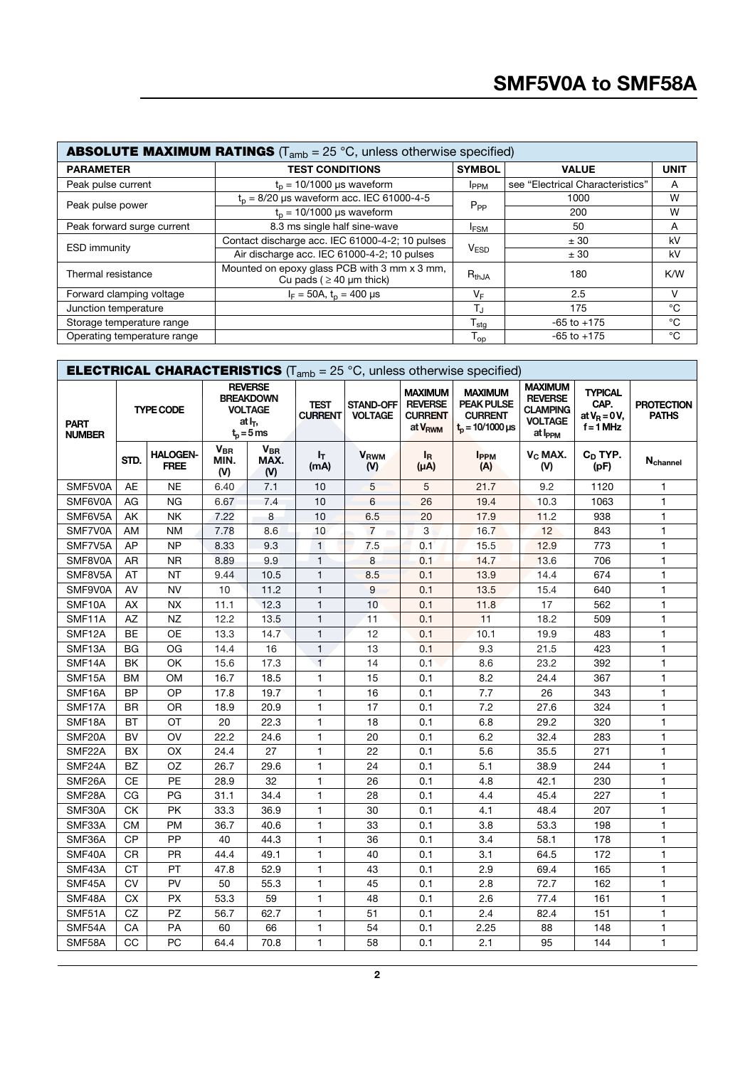## ABSOLUTE MAXIMUM RATINGS ($T_{amb}$ = 25 °C, unless otherwise specified)

| PARAMETER | TEST CONDITIONS | SYMBOL | VALUE | UNIT |
|---|---|---|---|---|
| Peak pulse current | $t_p$ = 10/1000 µs waveform | $I_{PPM}$ | see "Electrical Characteristics" | A |
| Peak pulse power | $t_p$ = 8/20 µs waveform acc. IEC 61000-4-5 | $P_{PP}$ | 1000 | W |
| | $t_p$ = 10/1000 µs waveform | | 200 | W |
| Peak forward surge current | 8.3 ms single half sine-wave | $I_{FSM}$ | 50 | A |
| ESD immunity | Contact discharge acc. IEC 61000-4-2; 10 pulses | $V_{ESD}$ | ± 30 | kV |
| | Air discharge acc. IEC 61000-4-2; 10 pulses | | ± 30 | kV |
| Thermal resistance | Mounted on epoxy glass PCB with 3 mm x 3 mm, Cu pads ( ≥ 40 µm thick) | $R_{thJA}$ | 180 | K/W |
| Forward clamping voltage | $I_F$ = 50A, $t_p$ = 400 µs | $V_F$ | 2.5 | V |
| Junction temperature | | $T_J$ | 175 | °C |
| Storage temperature range | | $T_{stg}$ | -65 to +175 | °C |
| Operating temperature range | | $T_{op}$ | -65 to +175 | °C |

## ELECTRICAL CHARACTERISTICS ($T_{amb}$ = 25 °C, unless otherwise specified)

| PART NUMBER | TYPE CODE | | REVERSE BREAKDOWN VOLTAGE at $I_T$, $t_p$ = 5 ms | | TEST CURRENT | STAND-OFF VOLTAGE | MAXIMUM REVERSE CURRENT at $V_{RWM}$ | MAXIMUM PEAK PULSE CURRENT $t_p$ = 10/1000 µs | MAXIMUM REVERSE CLAMPING VOLTAGE at $I_{PPM}$ | TYPICAL CAP. at $V_R$ = 0 V, f = 1 MHz | PROTECTION PATHS |
|---|---|---|---|---|---|---|---|---|---|---|---|
| | STD. | HALOGEN-FREE | $V_{BR}$ MIN. (V) | $V_{BR}$ MAX. (V) | $I_T$ (mA) | $V_{RWM}$ (V) | $I_R$ (µA) | $I_{PPM}$ (A) | $V_C$ MAX. (V) | $C_D$ TYP. (pF) | $N_{channel}$ |
| SMF5V0A | AE | NE | 6.40 | 7.1 | 10 | 5 | 5 | 21.7 | 9.2 | 1120 | 1 |
| SMF6V0A | AG | NG | 6.67 | 7.4 | 10 | 6 | 26 | 19.4 | 10.3 | 1063 | 1 |
| SMF6V5A | AK | NK | 7.22 | 8 | 10 | 6.5 | 20 | 17.9 | 11.2 | 938 | 1 |
| SMF7V0A | AM | NM | 7.78 | 8.6 | 10 | 7 | 3 | 16.7 | 12 | 843 | 1 |
| SMF7V5A | AP | NP | 8.33 | 9.3 | 1 | 7.5 | 0.1 | 15.5 | 12.9 | 773 | 1 |
| SMF8V0A | AR | NR | 8.89 | 9.9 | 1 | 8 | 0.1 | 14.7 | 13.6 | 706 | 1 |
| SMF8V5A | AT | NT | 9.44 | 10.5 | 1 | 8.5 | 0.1 | 13.9 | 14.4 | 674 | 1 |
| SMF9V0A | AV | NV | 10 | 11.2 | 1 | 9 | 0.1 | 13.5 | 15.4 | 640 | 1 |
| SMF10A | AX | NX | 11.1 | 12.3 | 1 | 10 | 0.1 | 11.8 | 17 | 562 | 1 |
| SMF11A | AZ | NZ | 12.2 | 13.5 | 1 | 11 | 0.1 | 11 | 18.2 | 509 | 1 |
| SMF12A | BE | OE | 13.3 | 14.7 | 1 | 12 | 0.1 | 10.1 | 19.9 | 483 | 1 |
| SMF13A | BG | OG | 14.4 | 16 | 1 | 13 | 0.1 | 9.3 | 21.5 | 423 | 1 |
| SMF14A | BK | OK | 15.6 | 17.3 | 1 | 14 | 0.1 | 8.6 | 23.2 | 392 | 1 |
| SMF15A | BM | OM | 16.7 | 18.5 | 1 | 15 | 0.1 | 8.2 | 24.4 | 367 | 1 |
| SMF16A | BP | OP | 17.8 | 19.7 | 1 | 16 | 0.1 | 7.7 | 26 | 343 | 1 |
| SMF17A | BR | OR | 18.9 | 20.9 | 1 | 17 | 0.1 | 7.2 | 27.6 | 324 | 1 |
| SMF18A | BT | OT | 20 | 22.3 | 1 | 18 | 0.1 | 6.8 | 29.2 | 320 | 1 |
| SMF20A | BV | OV | 22.2 | 24.6 | 1 | 20 | 0.1 | 6.2 | 32.4 | 283 | 1 |
| SMF22A | BX | OX | 24.4 | 27 | 1 | 22 | 0.1 | 5.6 | 35.5 | 271 | 1 |
| SMF24A | BZ | OZ | 26.7 | 29.6 | 1 | 24 | 0.1 | 5.1 | 38.9 | 244 | 1 |
| SMF26A | CE | PE | 28.9 | 32 | 1 | 26 | 0.1 | 4.8 | 42.1 | 230 | 1 |
| SMF28A | CG | PG | 31.1 | 34.4 | 1 | 28 | 0.1 | 4.4 | 45.4 | 227 | 1 |
| SMF30A | CK | PK | 33.3 | 36.9 | 1 | 30 | 0.1 | 4.1 | 48.4 | 207 | 1 |
| SMF33A | CM | PM | 36.7 | 40.6 | 1 | 33 | 0.1 | 3.8 | 53.3 | 198 | 1 |
| SMF36A | CP | PP | 40 | 44.3 | 1 | 36 | 0.1 | 3.4 | 58.1 | 178 | 1 |
| SMF40A | CR | PR | 44.4 | 49.1 | 1 | 40 | 0.1 | 3.1 | 64.5 | 172 | 1 |
| SMF43A | CT | PT | 47.8 | 52.9 | 1 | 43 | 0.1 | 2.9 | 69.4 | 165 | 1 |
| SMF45A | CV | PV | 50 | 55.3 | 1 | 45 | 0.1 | 2.8 | 72.7 | 162 | 1 |
| SMF48A | CX | PX | 53.3 | 59 | 1 | 48 | 0.1 | 2.6 | 77.4 | 161 | 1 |
| SMF51A | CZ | PZ | 56.7 | 62.7 | 1 | 51 | 0.1 | 2.4 | 82.4 | 151 | 1 |
| SMF54A | CA | PA | 60 | 66 | 1 | 54 | 0.1 | 2.25 | 88 | 148 | 1 |
| SMF58A | CC | PC | 64.4 | 70.8 | 1 | 58 | 0.1 | 2.1 | 95 | 144 | 1 |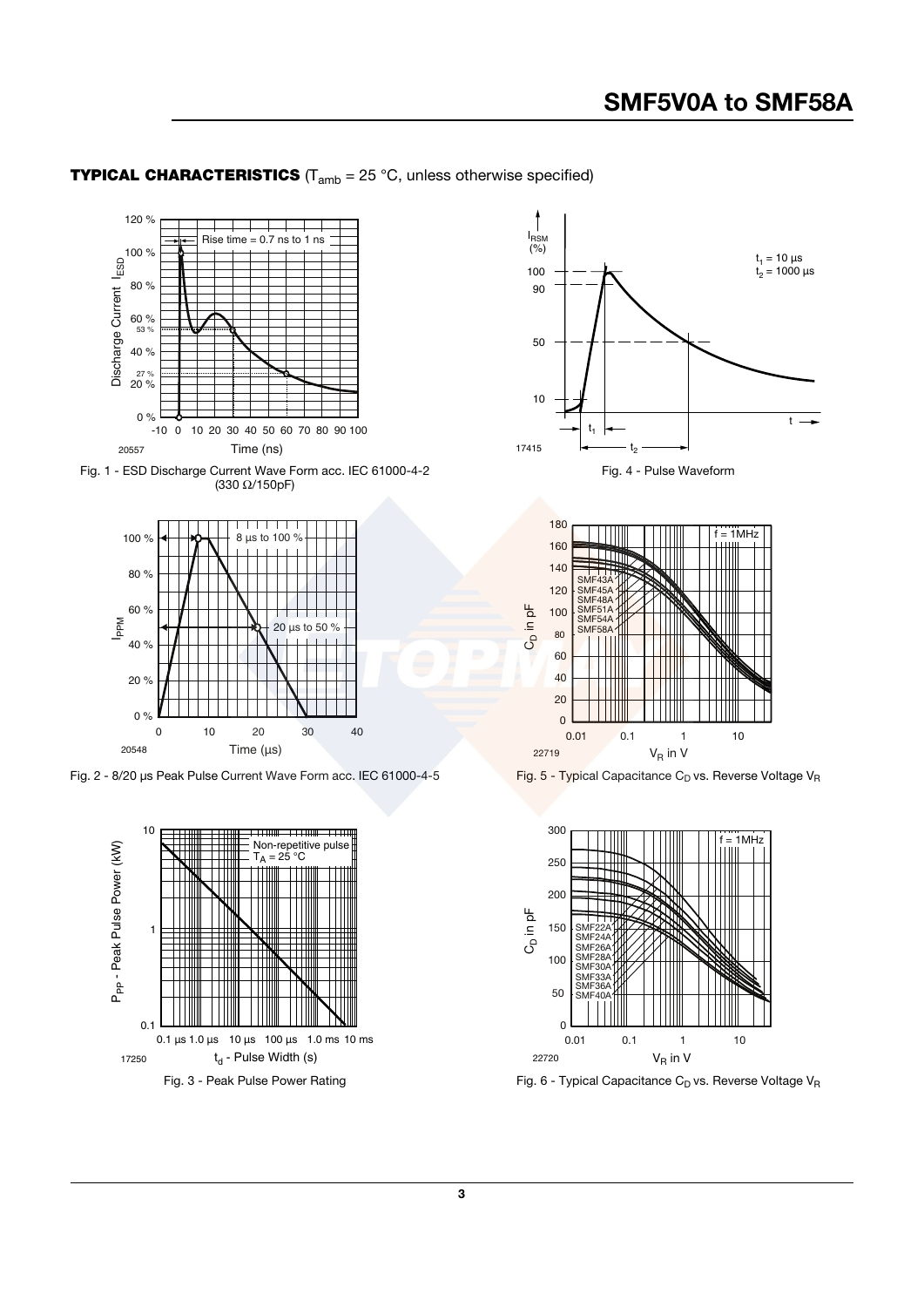## TYPICAL CHARACTERISTICS ($T_{amb}$ = 25 °C, unless otherwise specified)

120 %
100 %
80 %
60 %
53 %
40 %
27 %
20 %
0 %
Rise time = 0.7 ns to 1 ns
Discharge Current $I_{ESD}$
-10 0 10 20 30 40 50 60 70 80 90 100
Time (ns)
20557

Fig. 1 - ESD Discharge Current Wave Form acc. IEC 61000-4-2 (330 Ω/150pF)

100 %
80 %
60 %
40 %
20 %
0 %
$I_{PPM}$
8 µs to 100 %
20 µs to 50 %
0 10 20 30 40
Time (µs)
20548

Fig. 2 - 8/20 µs Peak Pulse Current Wave Form acc. IEC 61000-4-5

10
1
0.1
$P_{PP}$ - Peak Pulse Power (kW)
Non-repetitive pulse
$T_A$ = 25 °C
0.1 µs 1.0 µs 10 µs 100 µs 1.0 ms 10 ms
$t_d$ - Pulse Width (s)
17250

Fig. 3 - Peak Pulse Power Rating

$I_{RSM}$ (%)
100
90
50
10
$t_1$ = 10 µs
$t_2$ = 1000 µs
$t_1$
$t_2$
t
17415

Fig. 4 - Pulse Waveform

180
160
140
120
100
80
60
40
20
0
$C_D$ in pF
f = 1MHz
SMF43A
SMF45A
SMF48A
SMF51A
SMF54A
SMF58A
0.01 0.1 1 10
$V_R$ in V
22719

Fig. 5 - Typical Capacitance $C_D$ vs. Reverse Voltage $V_R$

300
250
200
150
100
50
0
$C_D$ in pF
f = 1MHz
SMF22A
SMF24A
SMF26A
SMF28A
SMF30A
SMF33A
SMF36A
SMF40A
0.01 0.1 1 10
$V_R$ in V
22720

Fig. 6 - Typical Capacitance $C_D$ vs. Reverse Voltage $V_R$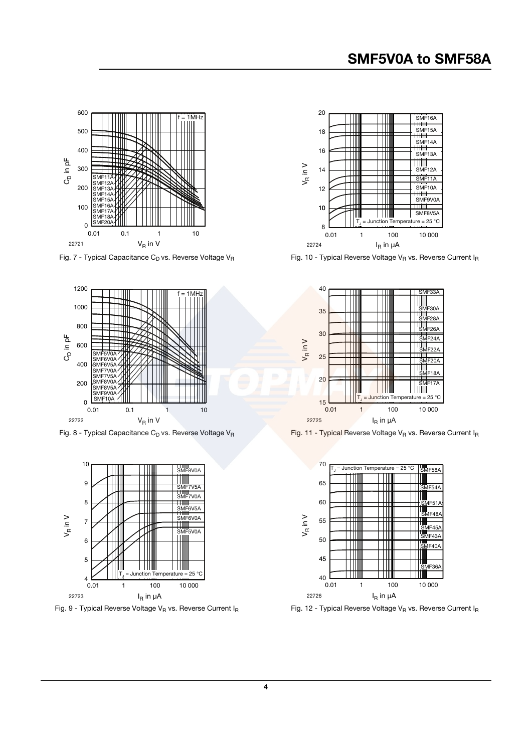600
500
400
300
200
100
0
$C_D$ in pF
f = 1MHz
SMF11A
SMF12A
SMF13A
SMF14A
SMF15A
SMF16A
SMF17A
SMF18A
SMF20A
0.01 0.1 1 10
$V_R$ in V
22721

Fig. 7 - Typical Capacitance $C_D$ vs. Reverse Voltage $V_R$

20
18
16
14
12
10
8
$V_R$ in V
SMF16A
SMF15A
SMF14A
SMF13A
SMF12A
SMF11A
SMF10A
SMF9V0A
SMF8V5A
$T_J$ = Junction Temperature = 25 °C
0.01 1 100 10 000
$I_R$ in µA
22724

Fig. 10 - Typical Reverse Voltage $V_R$ vs. Reverse Current $I_R$

1200
1000
800
600
400
200
0
$C_D$ in pF
f = 1MHz
SMF5V0A
SMF6V0A
SMF6V5A
SMF7V0A
SMF7V5A
SMF8V0A
SMF8V5A
SMF9V0A
SMF10A
0.01 0.1 1 10
$V_R$ in V
22722

Fig. 8 - Typical Capacitance $C_D$ vs. Reverse Voltage $V_R$

40
35
30
25
20
15
$V_R$ in V
SMF33A
SMF30A
SMF28A
SMF26A
SMF24A
SMF22A
SMF20A
SMF18A
SMF17A
$T_J$ = Junction Temperature = 25 °C
0.01 1 100 10 000
$I_R$ in µA
22725

Fig. 11 - Typical Reverse Voltage $V_R$ vs. Reverse Current $I_R$

10
9
8
7
6
5
4
$V_R$ in V
SMF8V0A
SMF7V5A
SMF7V0A
SMF6V5A
SMF6V0A
SMF5V0A
$T_J$ = Junction Temperature = 25 °C
0.01 1 100 10 000
$I_R$ in µA
22723

Fig. 9 - Typical Reverse Voltage $V_R$ vs. Reverse Current $I_R$

70
65
60
55
50
45
40
$V_R$ in V
$T_J$ = Junction Temperature = 25 °C
SMF58A
SMF54A
SMF51A
SMF48A
SMF45A
SMF43A
SMF40A
SMF36A
0.01 1 100 10 000
$I_R$ in µA
22726

Fig. 12 - Typical Reverse Voltage $V_R$ vs. Reverse Current $I_R$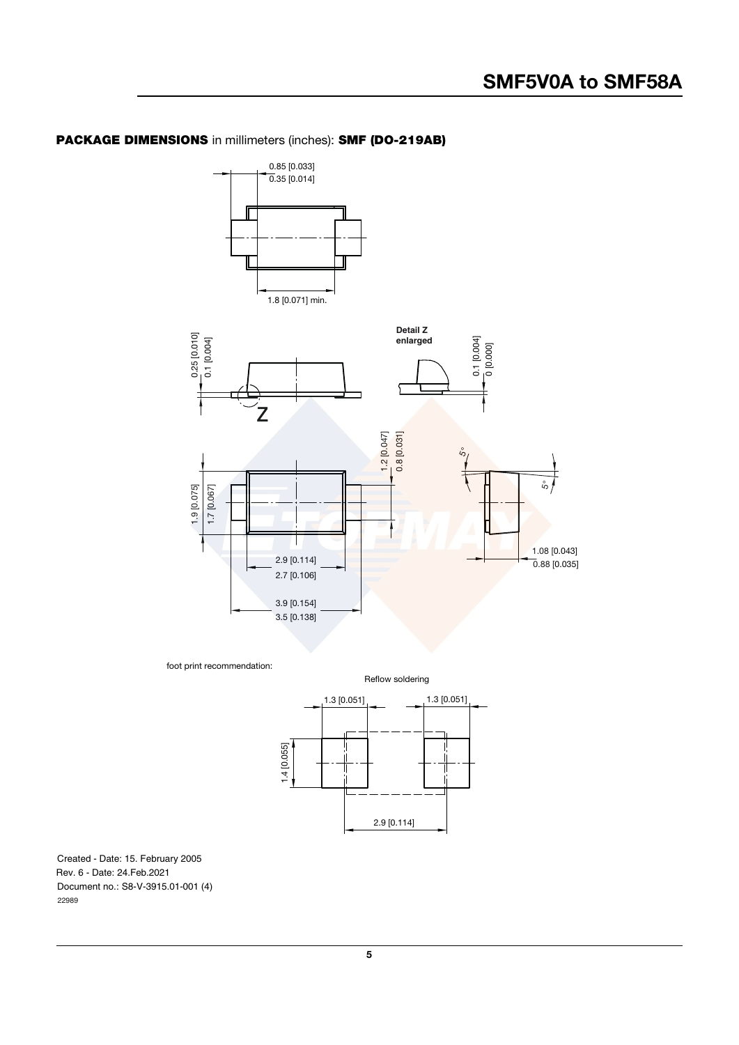## PACKAGE DIMENSIONS in millimeters (inches): SMF (DO-219AB)

0.85 [0.033]
0.35 [0.014]

1.8 [0.071] min.

0.25 [0.010]
0.1 [0.004]

Z

Detail Z
enlarged

0.1 [0.004]
0 [0.000]

1.2 [0.047]
0.8 [0.031]

5°

5°

1.9 [0.075]
1.7 [0.067]

2.9 [0.114]
2.7 [0.106]

3.9 [0.154]
3.5 [0.138]

1.08 [0.043]
0.88 [0.035]

foot print recommendation:

Reflow soldering

1.3 [0.051]

1.3 [0.051]

1.4 [0.055]

2.9 [0.114]

Created - Date: 15. February 2005
Rev. 6 - Date: 24.Feb.2021
Document no.: S8-V-3915.01-001 (4)
22989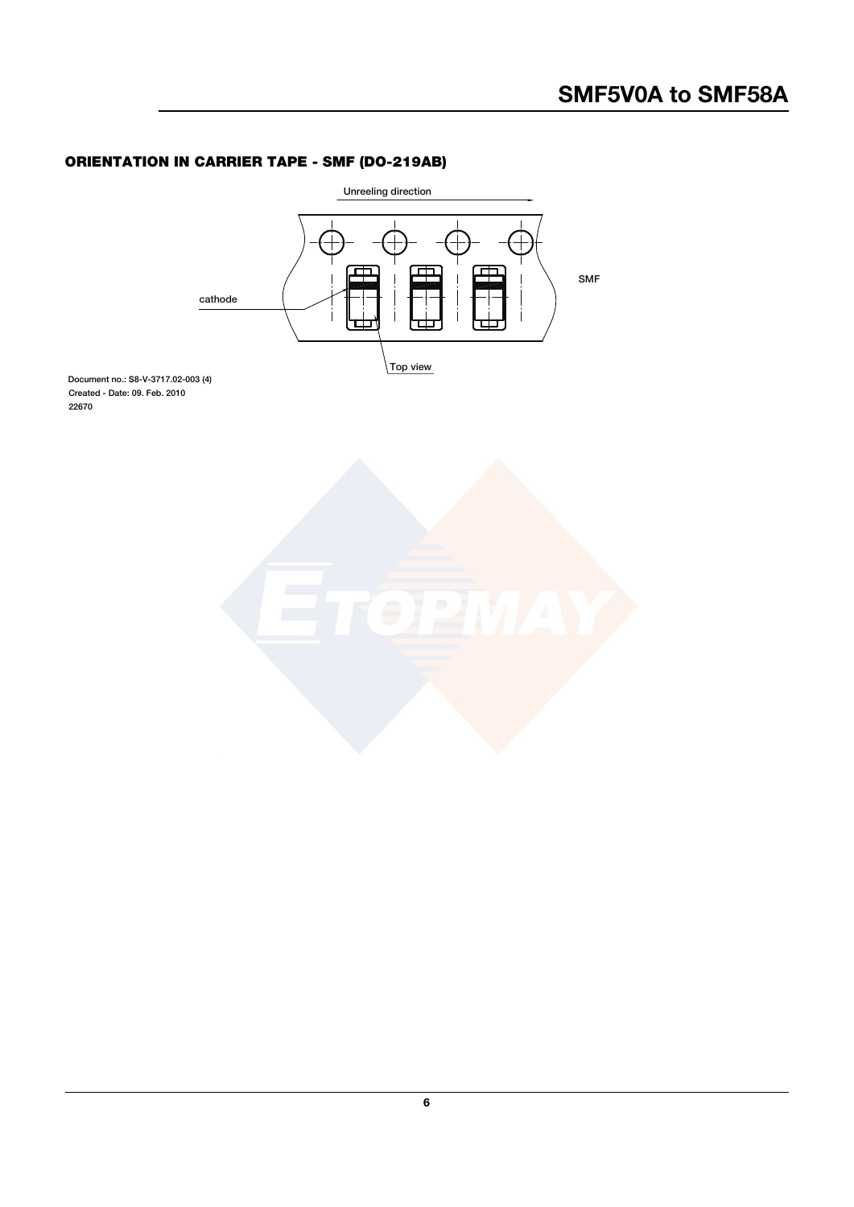## ORIENTATION IN CARRIER TAPE - SMF (DO-219AB)

Unreeling direction

cathode

SMF

Top view

Document no.: S8-V-3717.02-003 (4)
Created - Date: 09. Feb. 2010
22670